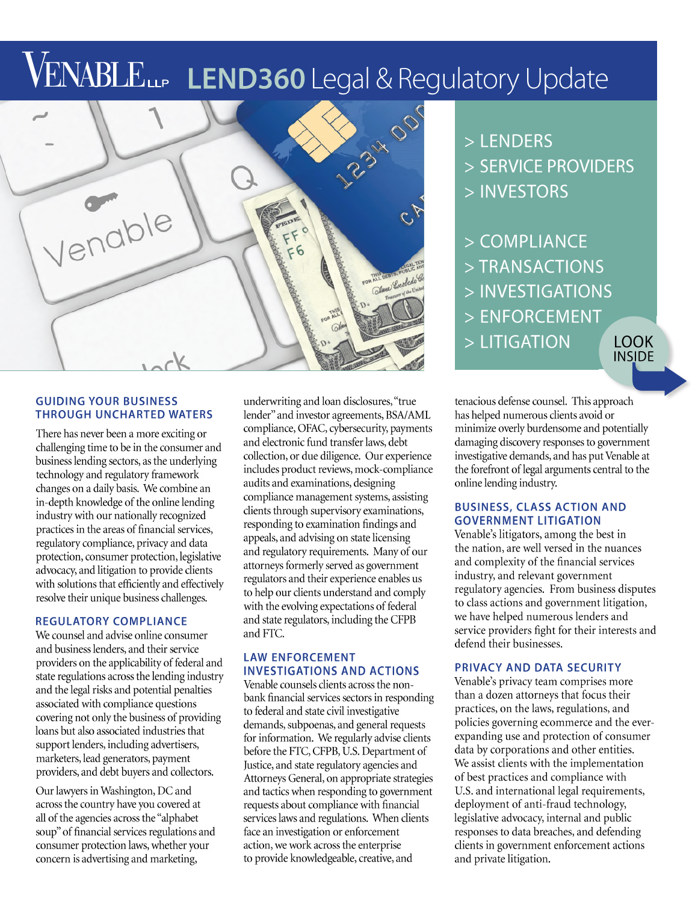# VENABLE LLP LEND360 Legal & Regulatory Update

> LENDERS
> SERVICE PROVIDERS
> INVESTORS

> COMPLIANCE
> TRANSACTIONS
> INVESTIGATIONS
> ENFORCEMENT
> LITIGATION

LOOK INSIDE

## GUIDING YOUR BUSINESS THROUGH UNCHARTED WATERS

There has never been a more exciting or challenging time to be in the consumer and business lending sectors, as the underlying technology and regulatory framework changes on a daily basis. We combine an in-depth knowledge of the online lending industry with our nationally recognized practices in the areas of financial services, regulatory compliance, privacy and data protection, consumer protection, legislative advocacy, and litigation to provide clients with solutions that efficiently and effectively resolve their unique business challenges.

## REGULATORY COMPLIANCE

We counsel and advise online consumer and business lenders, and their service providers on the applicability of federal and state regulations across the lending industry and the legal risks and potential penalties associated with compliance questions covering not only the business of providing loans but also associated industries that support lenders, including advertisers, marketers, lead generators, payment providers, and debt buyers and collectors.

Our lawyers in Washington, DC and across the country have you covered at all of the agencies across the "alphabet soup" of financial services regulations and consumer protection laws, whether your concern is advertising and marketing, underwriting and loan disclosures, "true lender" and investor agreements, BSA/AML compliance, OFAC, cybersecurity, payments and electronic fund transfer laws, debt collection, or due diligence. Our experience includes product reviews, mock-compliance audits and examinations, designing compliance management systems, assisting clients through supervisory examinations, responding to examination findings and appeals, and advising on state licensing and regulatory requirements. Many of our attorneys formerly served as government regulators and their experience enables us to help our clients understand and comply with the evolving expectations of federal and state regulators, including the CFPB and FTC.

## LAW ENFORCEMENT INVESTIGATIONS AND ACTIONS

Venable counsels clients across the non-bank financial services sectors in responding to federal and state civil investigative demands, subpoenas, and general requests for information. We regularly advise clients before the FTC, CFPB, U.S. Department of Justice, and state regulatory agencies and Attorneys General, on appropriate strategies and tactics when responding to government requests about compliance with financial services laws and regulations. When clients face an investigation or enforcement action, we work across the enterprise to provide knowledgeable, creative, and tenacious defense counsel. This approach has helped numerous clients avoid or minimize overly burdensome and potentially damaging discovery responses to government investigative demands, and has put Venable at the forefront of legal arguments central to the online lending industry.

## BUSINESS, CLASS ACTION AND GOVERNMENT LITIGATION

Venable's litigators, among the best in the nation, are well versed in the nuances and complexity of the financial services industry, and relevant government regulatory agencies. From business disputes to class actions and government litigation, we have helped numerous lenders and service providers fight for their interests and defend their businesses.

## PRIVACY AND DATA SECURITY

Venable's privacy team comprises more than a dozen attorneys that focus their practices, on the laws, regulations, and policies governing ecommerce and the ever-expanding use and protection of consumer data by corporations and other entities. We assist clients with the implementation of best practices and compliance with U.S. and international legal requirements, deployment of anti-fraud technology, legislative advocacy, internal and public responses to data breaches, and defending clients in government enforcement actions and private litigation.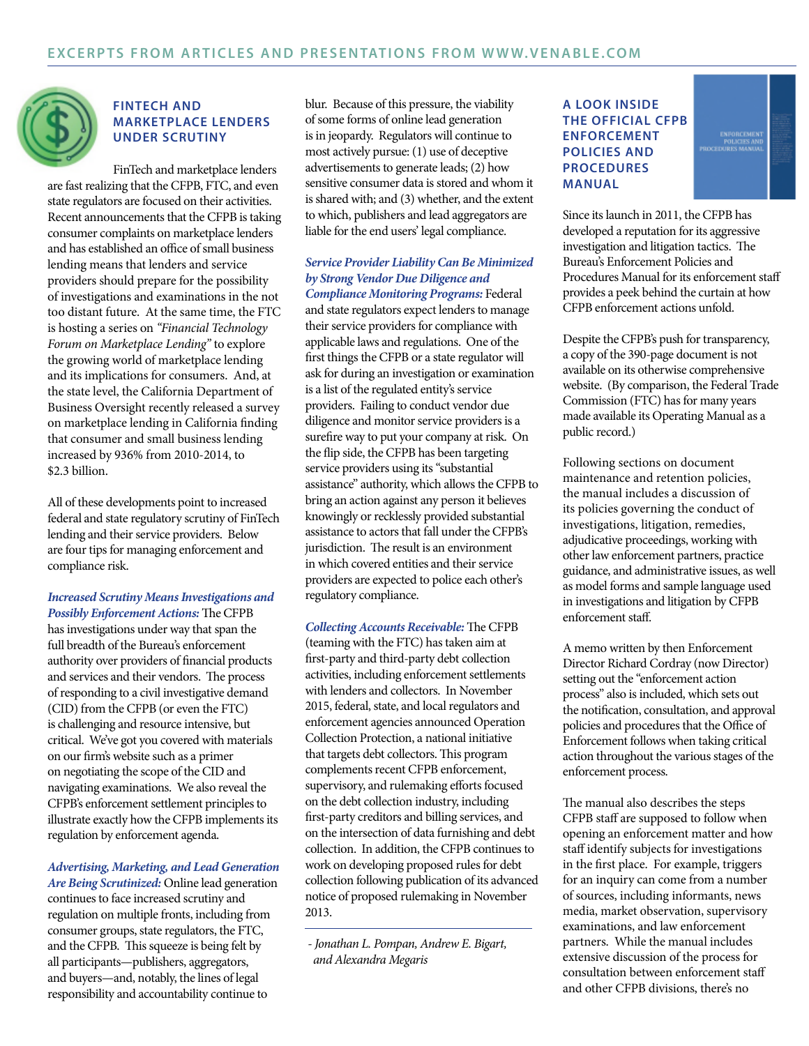## FINTECH AND MARKETPLACE LENDERS UNDER SCRUTINY

FinTech and marketplace lenders are fast realizing that the CFPB, FTC, and even state regulators are focused on their activities. Recent announcements that the CFPB is taking consumer complaints on marketplace lenders and has established an office of small business lending means that lenders and service providers should prepare for the possibility of investigations and examinations in the not too distant future. At the same time, the FTC is hosting a series on *"Financial Technology Forum on Marketplace Lending"* to explore the growing world of marketplace lending and its implications for consumers. And, at the state level, the California Department of Business Oversight recently released a survey on marketplace lending in California finding that consumer and small business lending increased by 936% from 2010-2014, to $2.3 billion.

All of these developments point to increased federal and state regulatory scrutiny of FinTech lending and their service providers. Below are four tips for managing enforcement and compliance risk.

***Increased Scrutiny Means Investigations and Possibly Enforcement Actions:*** The CFPB has investigations under way that span the full breadth of the Bureau's enforcement authority over providers of financial products and services and their vendors. The process of responding to a civil investigative demand (CID) from the CFPB (or even the FTC) is challenging and resource intensive, but critical. We've got you covered with materials on our firm's website such as a primer on negotiating the scope of the CID and navigating examinations. We also reveal the CFPB's enforcement settlement principles to illustrate exactly how the CFPB implements its regulation by enforcement agenda.

***Advertising, Marketing, and Lead Generation Are Being Scrutinized:*** Online lead generation continues to face increased scrutiny and regulation on multiple fronts, including from consumer groups, state regulators, the FTC, and the CFPB. This squeeze is being felt by all participants—publishers, aggregators, and buyers—and, notably, the lines of legal responsibility and accountability continue to blur. Because of this pressure, the viability of some forms of online lead generation is in jeopardy. Regulators will continue to most actively pursue: (1) use of deceptive advertisements to generate leads; (2) how sensitive consumer data is stored and whom it is shared with; and (3) whether, and the extent to which, publishers and lead aggregators are liable for the end users' legal compliance.

***Service Provider Liability Can Be Minimized by Strong Vendor Due Diligence and Compliance Monitoring Programs:*** Federal and state regulators expect lenders to manage their service providers for compliance with applicable laws and regulations. One of the first things the CFPB or a state regulator will ask for during an investigation or examination is a list of the regulated entity's service providers. Failing to conduct vendor due diligence and monitor service providers is a surefire way to put your company at risk. On the flip side, the CFPB has been targeting service providers using its "substantial assistance" authority, which allows the CFPB to bring an action against any person it believes knowingly or recklessly provided substantial assistance to actors that fall under the CFPB's jurisdiction. The result is an environment in which covered entities and their service providers are expected to police each other's regulatory compliance.

***Collecting Accounts Receivable:*** The CFPB (teaming with the FTC) has taken aim at first-party and third-party debt collection activities, including enforcement settlements with lenders and collectors. In November 2015, federal, state, and local regulators and enforcement agencies announced Operation Collection Protection, a national initiative that targets debt collectors. This program complements recent CFPB enforcement, supervisory, and rulemaking efforts focused on the debt collection industry, including first-party creditors and billing services, and on the intersection of data furnishing and debt collection. In addition, the CFPB continues to work on developing proposed rules for debt collection following publication of its advanced notice of proposed rulemaking in November 2013.

*- Jonathan L. Pompan, Andrew E. Bigart, and Alexandra Megaris*

## A LOOK INSIDE THE OFFICIAL CFPB ENFORCEMENT POLICIES AND PROCEDURES MANUAL

Since its launch in 2011, the CFPB has developed a reputation for its aggressive investigation and litigation tactics. The Bureau's Enforcement Policies and Procedures Manual for its enforcement staff provides a peek behind the curtain at how CFPB enforcement actions unfold.

Despite the CFPB's push for transparency, a copy of the 390-page document is not available on its otherwise comprehensive website. (By comparison, the Federal Trade Commission (FTC) has for many years made available its Operating Manual as a public record.)

Following sections on document maintenance and retention policies, the manual includes a discussion of its policies governing the conduct of investigations, litigation, remedies, adjudicative proceedings, working with other law enforcement partners, practice guidance, and administrative issues, as well as model forms and sample language used in investigations and litigation by CFPB enforcement staff.

A memo written by then Enforcement Director Richard Cordray (now Director) setting out the "enforcement action process" also is included, which sets out the notification, consultation, and approval policies and procedures that the Office of Enforcement follows when taking critical action throughout the various stages of the enforcement process.

The manual also describes the steps CFPB staff are supposed to follow when opening an enforcement matter and how staff identify subjects for investigations in the first place. For example, triggers for an inquiry can come from a number of sources, including informants, news media, market observation, supervisory examinations, and law enforcement partners. While the manual includes extensive discussion of the process for consultation between enforcement staff and other CFPB divisions, there's no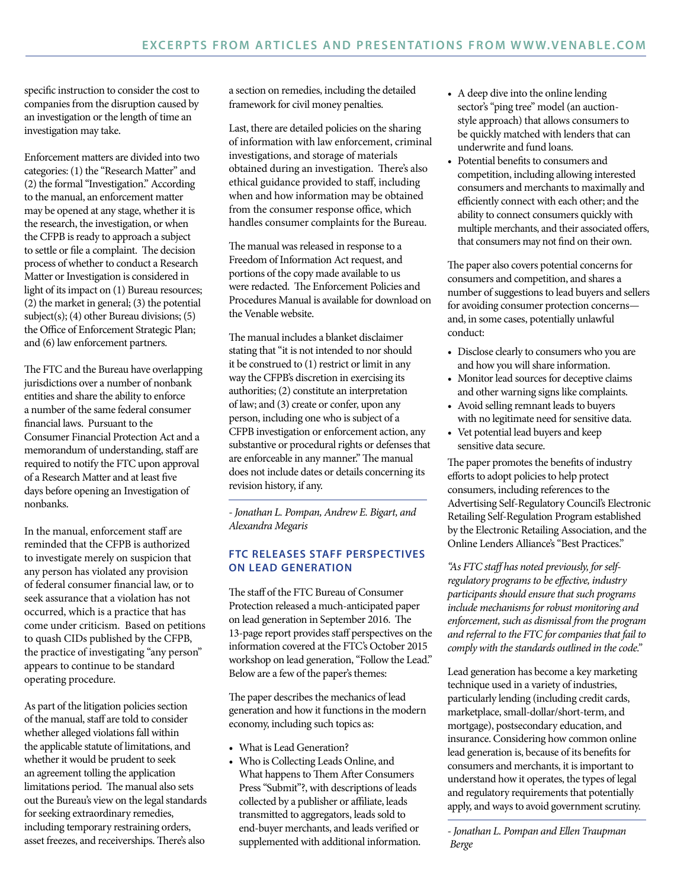specific instruction to consider the cost to companies from the disruption caused by an investigation or the length of time an investigation may take.

Enforcement matters are divided into two categories: (1) the "Research Matter" and (2) the formal "Investigation." According to the manual, an enforcement matter may be opened at any stage, whether it is the research, the investigation, or when the CFPB is ready to approach a subject to settle or file a complaint. The decision process of whether to conduct a Research Matter or Investigation is considered in light of its impact on (1) Bureau resources; (2) the market in general; (3) the potential subject(s); (4) other Bureau divisions; (5) the Office of Enforcement Strategic Plan; and (6) law enforcement partners.

The FTC and the Bureau have overlapping jurisdictions over a number of nonbank entities and share the ability to enforce a number of the same federal consumer financial laws. Pursuant to the Consumer Financial Protection Act and a memorandum of understanding, staff are required to notify the FTC upon approval of a Research Matter and at least five days before opening an Investigation of nonbanks.

In the manual, enforcement staff are reminded that the CFPB is authorized to investigate merely on suspicion that any person has violated any provision of federal consumer financial law, or to seek assurance that a violation has not occurred, which is a practice that has come under criticism. Based on petitions to quash CIDs published by the CFPB, the practice of investigating "any person" appears to continue to be standard operating procedure.

As part of the litigation policies section of the manual, staff are told to consider whether alleged violations fall within the applicable statute of limitations, and whether it would be prudent to seek an agreement tolling the application limitations period. The manual also sets out the Bureau's view on the legal standards for seeking extraordinary remedies, including temporary restraining orders, asset freezes, and receiverships. There's also a section on remedies, including the detailed framework for civil money penalties.

Last, there are detailed policies on the sharing of information with law enforcement, criminal investigations, and storage of materials obtained during an investigation. There's also ethical guidance provided to staff, including when and how information may be obtained from the consumer response office, which handles consumer complaints for the Bureau.

The manual was released in response to a Freedom of Information Act request, and portions of the copy made available to us were redacted. The Enforcement Policies and Procedures Manual is available for download on the Venable website.

The manual includes a blanket disclaimer stating that "it is not intended to nor should it be construed to (1) restrict or limit in any way the CFPB's discretion in exercising its authorities; (2) constitute an interpretation of law; and (3) create or confer, upon any person, including one who is subject of a CFPB investigation or enforcement action, any substantive or procedural rights or defenses that are enforceable in any manner." The manual does not include dates or details concerning its revision history, if any.

*- Jonathan L. Pompan, Andrew E. Bigart, and Alexandra Megaris*

## FTC RELEASES STAFF PERSPECTIVES ON LEAD GENERATION

The staff of the FTC Bureau of Consumer Protection released a much-anticipated paper on lead generation in September 2016. The 13-page report provides staff perspectives on the information covered at the FTC's October 2015 workshop on lead generation, "Follow the Lead." Below are a few of the paper's themes:

The paper describes the mechanics of lead generation and how it functions in the modern economy, including such topics as:

- What is Lead Generation?
- Who is Collecting Leads Online, and What happens to Them After Consumers Press "Submit"?, with descriptions of leads collected by a publisher or affiliate, leads transmitted to aggregators, leads sold to end-buyer merchants, and leads verified or supplemented with additional information.
- A deep dive into the online lending sector's "ping tree" model (an auction-style approach) that allows consumers to be quickly matched with lenders that can underwrite and fund loans.
- Potential benefits to consumers and competition, including allowing interested consumers and merchants to maximally and efficiently connect with each other; and the ability to connect consumers quickly with multiple merchants, and their associated offers, that consumers may not find on their own.

The paper also covers potential concerns for consumers and competition, and shares a number of suggestions to lead buyers and sellers for avoiding consumer protection concerns—and, in some cases, potentially unlawful conduct:

- Disclose clearly to consumers who you are and how you will share information.
- Monitor lead sources for deceptive claims and other warning signs like complaints.
- Avoid selling remnant leads to buyers with no legitimate need for sensitive data.
- Vet potential lead buyers and keep sensitive data secure.

The paper promotes the benefits of industry efforts to adopt policies to help protect consumers, including references to the Advertising Self-Regulatory Council's Electronic Retailing Self-Regulation Program established by the Electronic Retailing Association, and the Online Lenders Alliance's "Best Practices."

*"As FTC staff has noted previously, for self-regulatory programs to be effective, industry participants should ensure that such programs include mechanisms for robust monitoring and enforcement, such as dismissal from the program and referral to the FTC for companies that fail to comply with the standards outlined in the code."*

Lead generation has become a key marketing technique used in a variety of industries, particularly lending (including credit cards, marketplace, small-dollar/short-term, and mortgage), postsecondary education, and insurance. Considering how common online lead generation is, because of its benefits for consumers and merchants, it is important to understand how it operates, the types of legal and regulatory requirements that potentially apply, and ways to avoid government scrutiny.

*- Jonathan L. Pompan and Ellen Traupman Berge*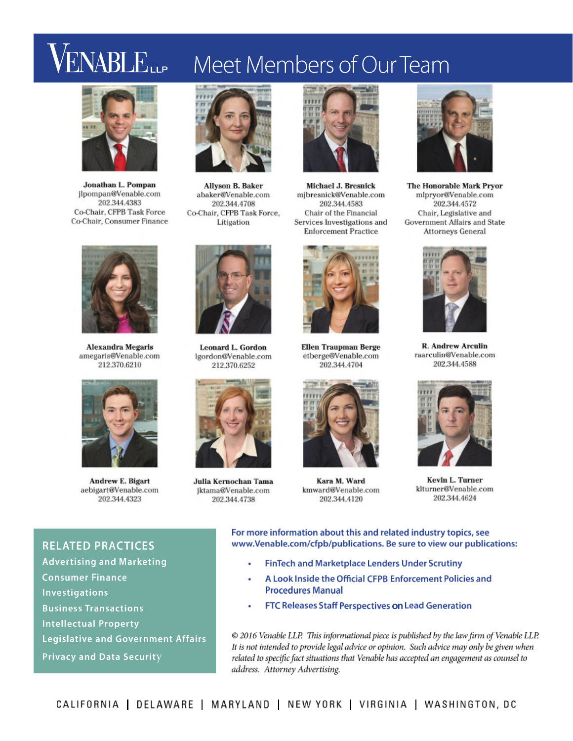# VENABLE LLP Meet Members of Our Team

**Jonathan L. Pompan**
jlpompan@Venable.com
202.344.4383
Co-Chair, CFPB Task Force
Co-Chair, Consumer Finance

**Allyson B. Baker**
abaker@Venable.com
202.344.4708
Co-Chair, CFPB Task Force,
Litigation

**Michael J. Bresnick**
mjbresnick@Venable.com
202.344.4583
Chair of the Financial Services Investigations and Enforcement Practice

**The Honorable Mark Pryor**
mlpryor@Venable.com
202.344.4572
Chair, Legislative and Government Affairs and State Attorneys General

**Alexandra Megaris**
amegaris@Venable.com
212.370.6210

**Leonard L. Gordon**
lgordon@Venable.com
212.370.6252

**Ellen Traupman Berge**
etberge@Venable.com
202.344.4704

**R. Andrew Arculin**
raarculin@Venable.com
202.344.4588

**Andrew E. Bigart**
aebigart@Venable.com
202.344.4323

**Julia Kernochan Tama**
jktama@Venable.com
202.344.4738

**Kara M. Ward**
kmward@Venable.com
202.344.4120

**Kevin L. Turner**
klturner@Venable.com
202.344.4624

## RELATED PRACTICES

- Advertising and Marketing
- Consumer Finance
- Investigations
- Business Transactions
- Intellectual Property
- Legislative and Government Affairs
- Privacy and Data Security

For more information about this and related industry topics, see www.Venable.com/cfpb/publications. Be sure to view our publications:

- FinTech and Marketplace Lenders Under Scrutiny
- A Look Inside the Official CFPB Enforcement Policies and Procedures Manual
- FTC Releases Staff Perspectives on Lead Generation

*© 2016 Venable LLP. This informational piece is published by the law firm of Venable LLP. It is not intended to provide legal advice or opinion. Such advice may only be given when related to specific fact situations that Venable has accepted an engagement as counsel to address. Attorney Advertising.*

CALIFORNIA | DELAWARE | MARYLAND | NEW YORK | VIRGINIA | WASHINGTON, DC